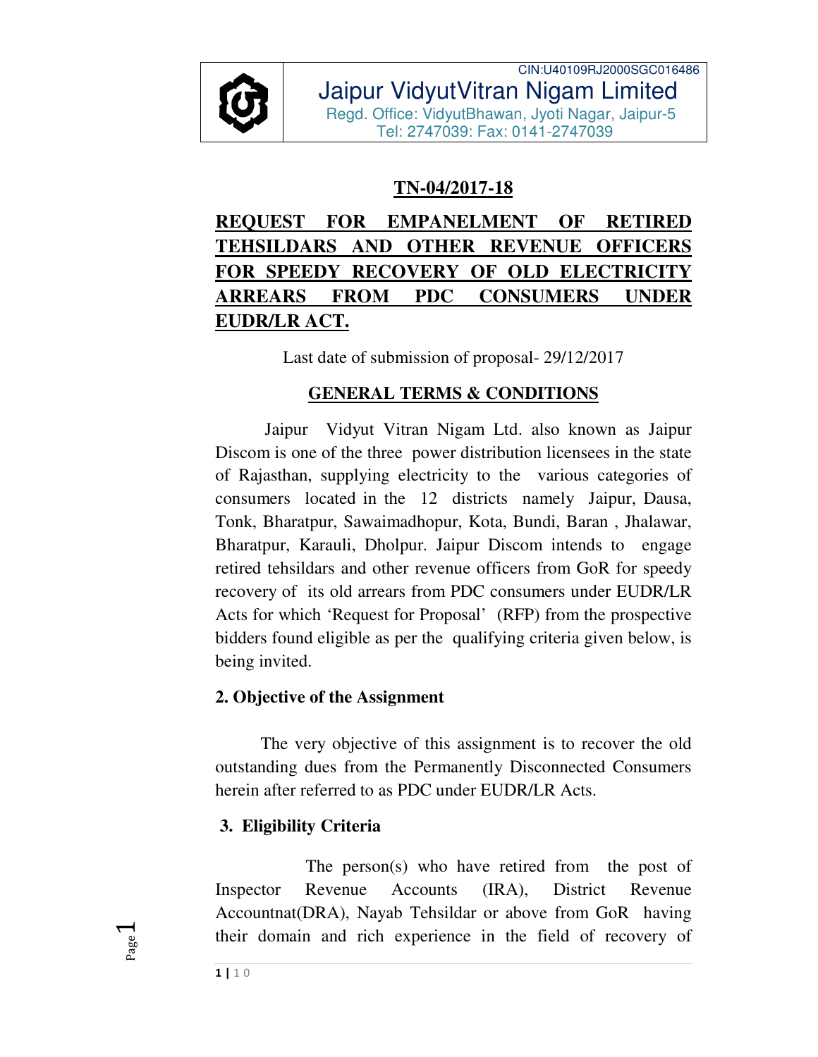CIN:U40109RJ2000SGC016486

Jaipur VidyutVitran Nigam Limited

Regd. Office: VidyutBhawan, Jyoti Nagar, Jaipur-5

Tel: 2747039: Fax: 0141-2747039

## TN-04/2017-18

## REQUEST FOR EMPANELMENT OF RETIRED TEHSILDARS AND OTHER REVENUE OFFICERS FOR SPEEDY RECOVERY OF OLD ELECTRICITY ARREARS FROM PDC CONSUMERS UNDER EUDR/LR ACT.

Last date of submission of proposal- 29/12/2017

### GENERAL TERMS & CONDITIONS

Jaipur Vidyut Vitran Nigam Ltd. also known as Jaipur Discom is one of the three power distribution licensees in the state of Rajasthan, supplying electricity to the various categories of consumers located in the 12 districts namely Jaipur, Dausa, Tonk, Bharatpur, Sawaimadhopur, Kota, Bundi, Baran , Jhalawar, Bharatpur, Karauli, Dholpur. Jaipur Discom intends to engage retired tehsildars and other revenue officers from GoR for speedy recovery of its old arrears from PDC consumers under EUDR/LR Acts for which 'Request for Proposal' (RFP) from the prospective bidders found eligible as per the qualifying criteria given below, is being invited.

### 2. Objective of the Assignment

The very objective of this assignment is to recover the old outstanding dues from the Permanently Disconnected Consumers herein after referred to as PDC under EUDR/LR Acts.

### 3. Eligibility Criteria

The person(s) who have retired from the post of Inspector Revenue Accounts (IRA), District Revenue Accountnat(DRA), Nayab Tehsildar or above from GoR having their domain and rich experience in the field of recovery of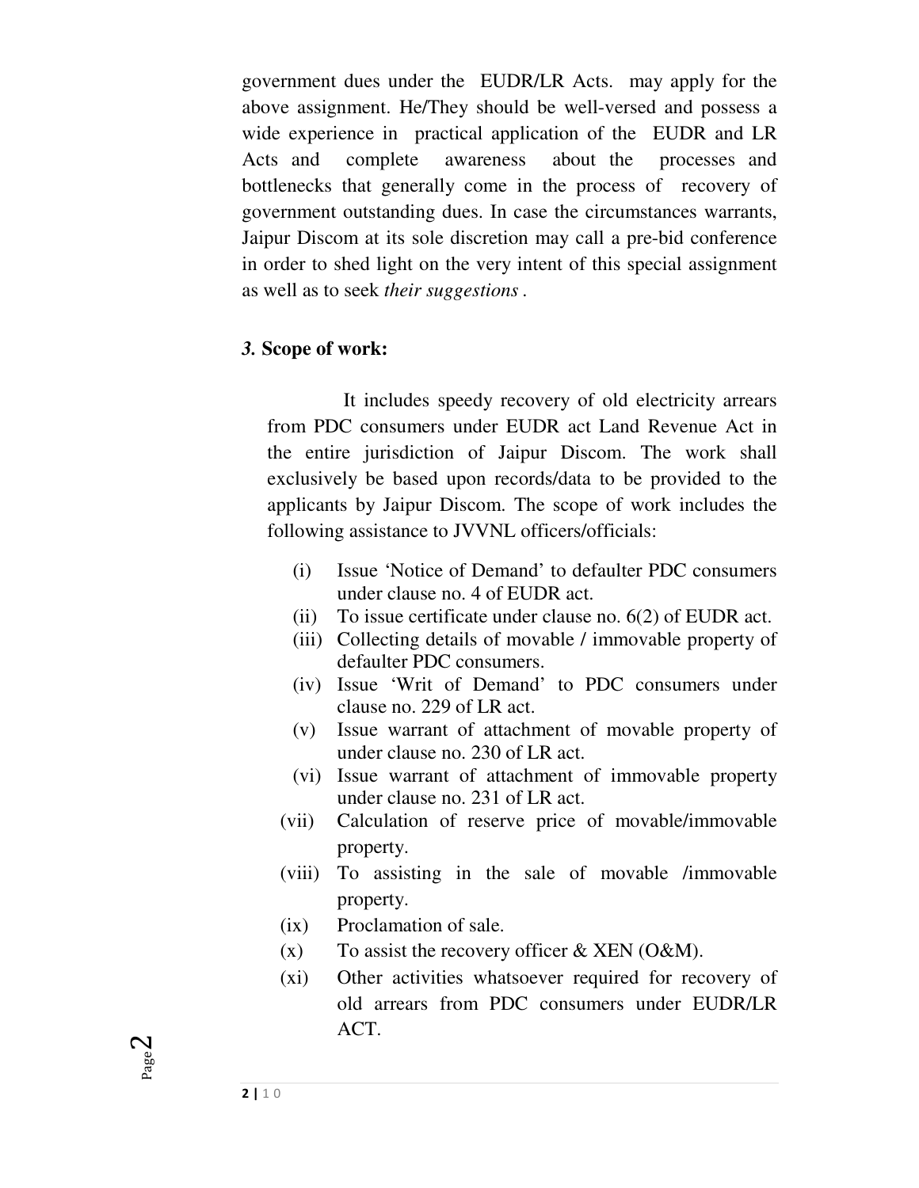government dues under the EUDR/LR Acts. may apply for the above assignment. He/They should be well-versed and possess a wide experience in practical application of the EUDR and LR Acts and complete awareness about the processes and bottlenecks that generally come in the process of recovery of government outstanding dues. In case the circumstances warrants, Jaipur Discom at its sole discretion may call a pre-bid conference in order to shed light on the very intent of this special assignment as well as to seek *their suggestions* .

### *3.* Scope of work:

It includes speedy recovery of old electricity arrears from PDC consumers under EUDR act Land Revenue Act in the entire jurisdiction of Jaipur Discom. The work shall exclusively be based upon records/data to be provided to the applicants by Jaipur Discom. The scope of work includes the following assistance to JVVNL officers/officials:

- (i) Issue 'Notice of Demand' to defaulter PDC consumers under clause no. 4 of EUDR act.
- (ii) To issue certificate under clause no. 6(2) of EUDR act.
- (iii) Collecting details of movable / immovable property of defaulter PDC consumers.
- (iv) Issue 'Writ of Demand' to PDC consumers under clause no. 229 of LR act.
- (v) Issue warrant of attachment of movable property of under clause no. 230 of LR act.
- (vi) Issue warrant of attachment of immovable property under clause no. 231 of LR act.
- (vii) Calculation of reserve price of movable/immovable property.
- (viii) To assisting in the sale of movable /immovable property.
- (ix) Proclamation of sale.
- (x) To assist the recovery officer & XEN (O&M).
- (xi) Other activities whatsoever required for recovery of old arrears from PDC consumers under EUDR/LR ACT.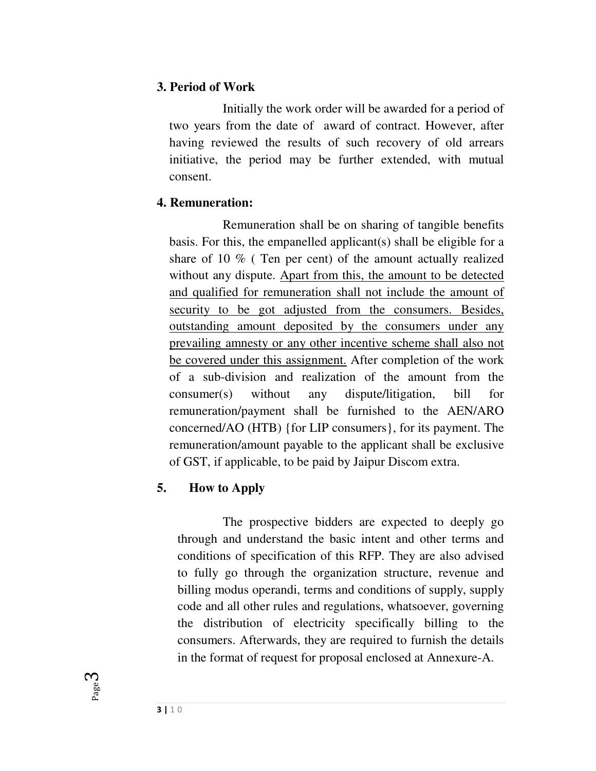### 3. Period of Work

Initially the work order will be awarded for a period of two years from the date of award of contract. However, after having reviewed the results of such recovery of old arrears initiative, the period may be further extended, with mutual consent.

### 4. Remuneration:

Remuneration shall be on sharing of tangible benefits basis. For this, the empanelled applicant(s) shall be eligible for a share of 10 % ( Ten per cent) of the amount actually realized without any dispute. <u>Apart from this, the amount to be detected and qualified for remuneration shall not include the amount of security to be got adjusted from the consumers. Besides, outstanding amount deposited by the consumers under any prevailing amnesty or any other incentive scheme shall also not be covered under this assignment.</u> After completion of the work of a sub-division and realization of the amount from the consumer(s) without any dispute/litigation, bill for remuneration/payment shall be furnished to the AEN/ARO concerned/AO (HTB) {for LIP consumers}, for its payment. The remuneration/amount payable to the applicant shall be exclusive of GST, if applicable, to be paid by Jaipur Discom extra.

### 5. How to Apply

The prospective bidders are expected to deeply go through and understand the basic intent and other terms and conditions of specification of this RFP. They are also advised to fully go through the organization structure, revenue and billing modus operandi, terms and conditions of supply, supply code and all other rules and regulations, whatsoever, governing the distribution of electricity specifically billing to the consumers. Afterwards, they are required to furnish the details in the format of request for proposal enclosed at Annexure-A.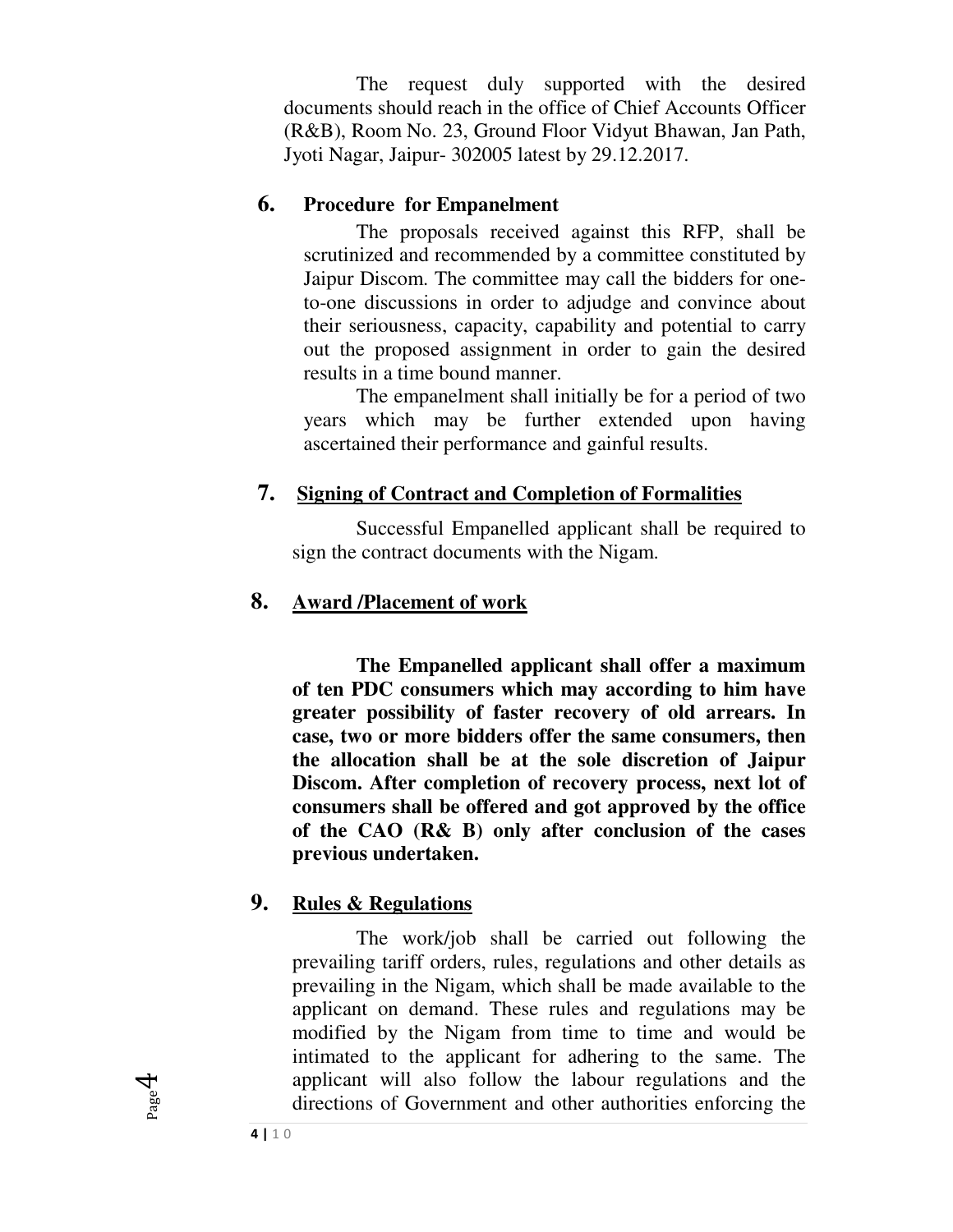The request duly supported with the desired documents should reach in the office of Chief Accounts Officer (R&B), Room No. 23, Ground Floor Vidyut Bhawan, Jan Path, Jyoti Nagar, Jaipur- 302005 latest by 29.12.2017.

## 6. Procedure for Empanelment

The proposals received against this RFP, shall be scrutinized and recommended by a committee constituted by Jaipur Discom. The committee may call the bidders for one-to-one discussions in order to adjudge and convince about their seriousness, capacity, capability and potential to carry out the proposed assignment in order to gain the desired results in a time bound manner.

The empanelment shall initially be for a period of two years which may be further extended upon having ascertained their performance and gainful results.

## 7. Signing of Contract and Completion of Formalities

Successful Empanelled applicant shall be required to sign the contract documents with the Nigam.

## 8. Award /Placement of work

**The Empanelled applicant shall offer a maximum of ten PDC consumers which may according to him have greater possibility of faster recovery of old arrears. In case, two or more bidders offer the same consumers, then the allocation shall be at the sole discretion of Jaipur Discom. After completion of recovery process, next lot of consumers shall be offered and got approved by the office of the CAO (R& B) only after conclusion of the cases previous undertaken.**

## 9. Rules & Regulations

The work/job shall be carried out following the prevailing tariff orders, rules, regulations and other details as prevailing in the Nigam, which shall be made available to the applicant on demand. These rules and regulations may be modified by the Nigam from time to time and would be intimated to the applicant for adhering to the same. The applicant will also follow the labour regulations and the directions of Government and other authorities enforcing the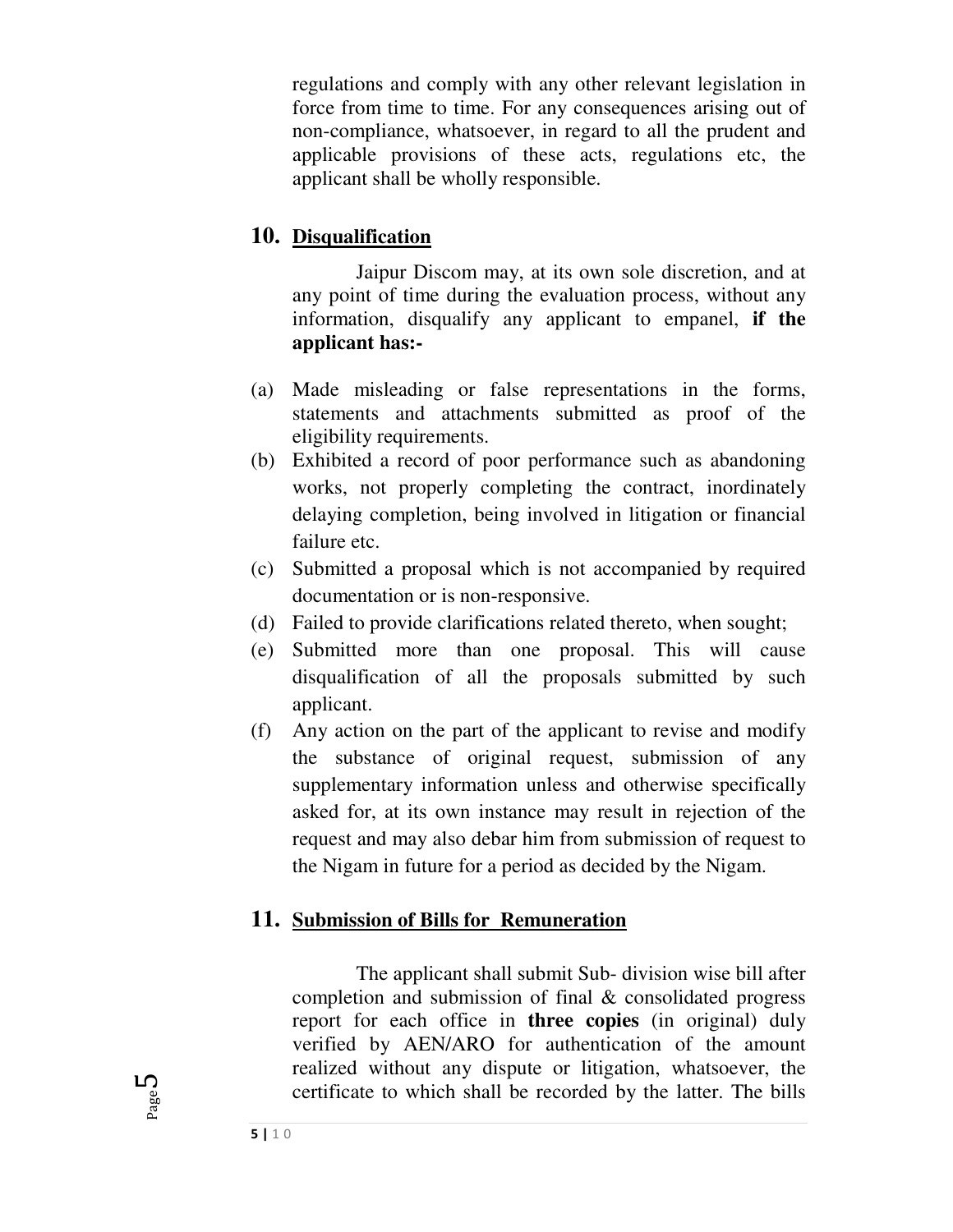regulations and comply with any other relevant legislation in force from time to time. For any consequences arising out of non-compliance, whatsoever, in regard to all the prudent and applicable provisions of these acts, regulations etc, the applicant shall be wholly responsible.

## 10. Disqualification

Jaipur Discom may, at its own sole discretion, and at any point of time during the evaluation process, without any information, disqualify any applicant to empanel, **if the applicant has:-**

(a) Made misleading or false representations in the forms, statements and attachments submitted as proof of the eligibility requirements.

(b) Exhibited a record of poor performance such as abandoning works, not properly completing the contract, inordinately delaying completion, being involved in litigation or financial failure etc.

(c) Submitted a proposal which is not accompanied by required documentation or is non-responsive.

(d) Failed to provide clarifications related thereto, when sought;

(e) Submitted more than one proposal. This will cause disqualification of all the proposals submitted by such applicant.

(f) Any action on the part of the applicant to revise and modify the substance of original request, submission of any supplementary information unless and otherwise specifically asked for, at its own instance may result in rejection of the request and may also debar him from submission of request to the Nigam in future for a period as decided by the Nigam.

## 11. Submission of Bills for Remuneration

The applicant shall submit Sub- division wise bill after completion and submission of final & consolidated progress report for each office in **three copies** (in original) duly verified by AEN/ARO for authentication of the amount realized without any dispute or litigation, whatsoever, the certificate to which shall be recorded by the latter. The bills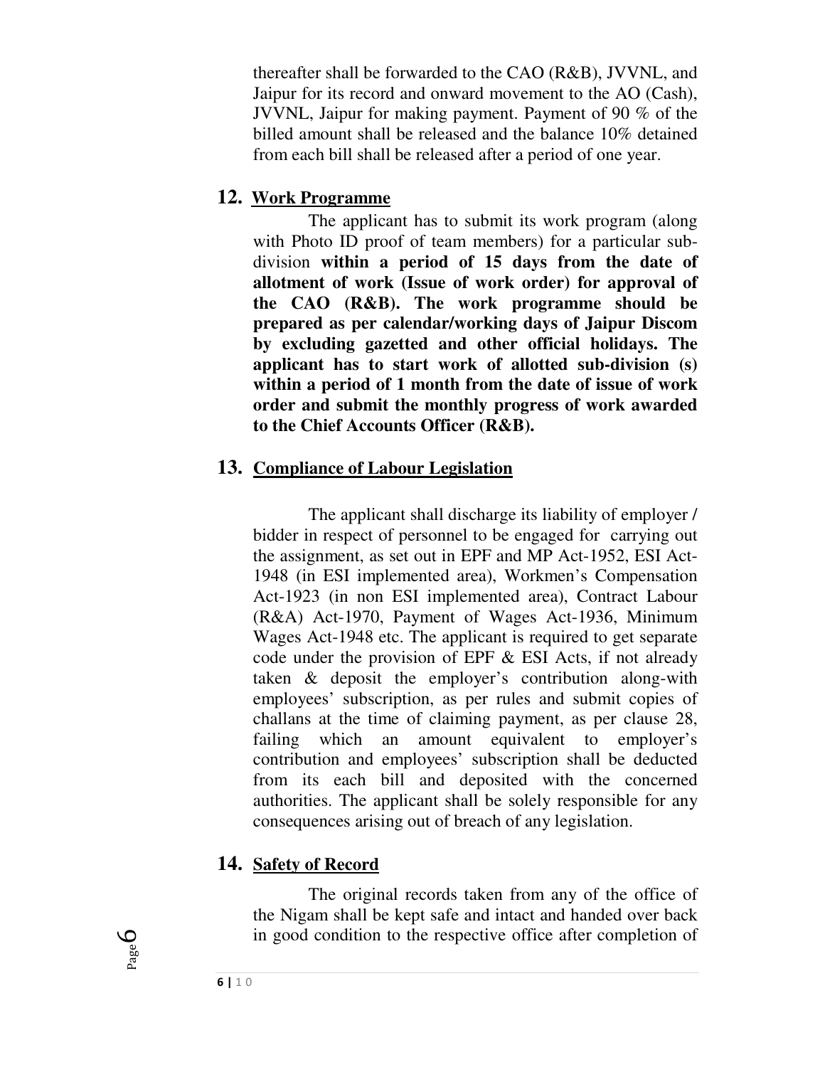thereafter shall be forwarded to the CAO (R&B), JVVNL, and Jaipur for its record and onward movement to the AO (Cash), JVVNL, Jaipur for making payment. Payment of 90 % of the billed amount shall be released and the balance 10% detained from each bill shall be released after a period of one year.

## 12. Work Programme

The applicant has to submit its work program (along with Photo ID proof of team members) for a particular sub-division **within a period of 15 days from the date of allotment of work (Issue of work order) for approval of the CAO (R&B). The work programme should be prepared as per calendar/working days of Jaipur Discom by excluding gazetted and other official holidays. The applicant has to start work of allotted sub-division (s) within a period of 1 month from the date of issue of work order and submit the monthly progress of work awarded to the Chief Accounts Officer (R&B).**

## 13. Compliance of Labour Legislation

The applicant shall discharge its liability of employer / bidder in respect of personnel to be engaged for carrying out the assignment, as set out in EPF and MP Act-1952, ESI Act-1948 (in ESI implemented area), Workmen's Compensation Act-1923 (in non ESI implemented area), Contract Labour (R&A) Act-1970, Payment of Wages Act-1936, Minimum Wages Act-1948 etc. The applicant is required to get separate code under the provision of EPF & ESI Acts, if not already taken & deposit the employer's contribution along-with employees' subscription, as per rules and submit copies of challans at the time of claiming payment, as per clause 28, failing which an amount equivalent to employer's contribution and employees' subscription shall be deducted from its each bill and deposited with the concerned authorities. The applicant shall be solely responsible for any consequences arising out of breach of any legislation.

## 14. Safety of Record

The original records taken from any of the office of the Nigam shall be kept safe and intact and handed over back in good condition to the respective office after completion of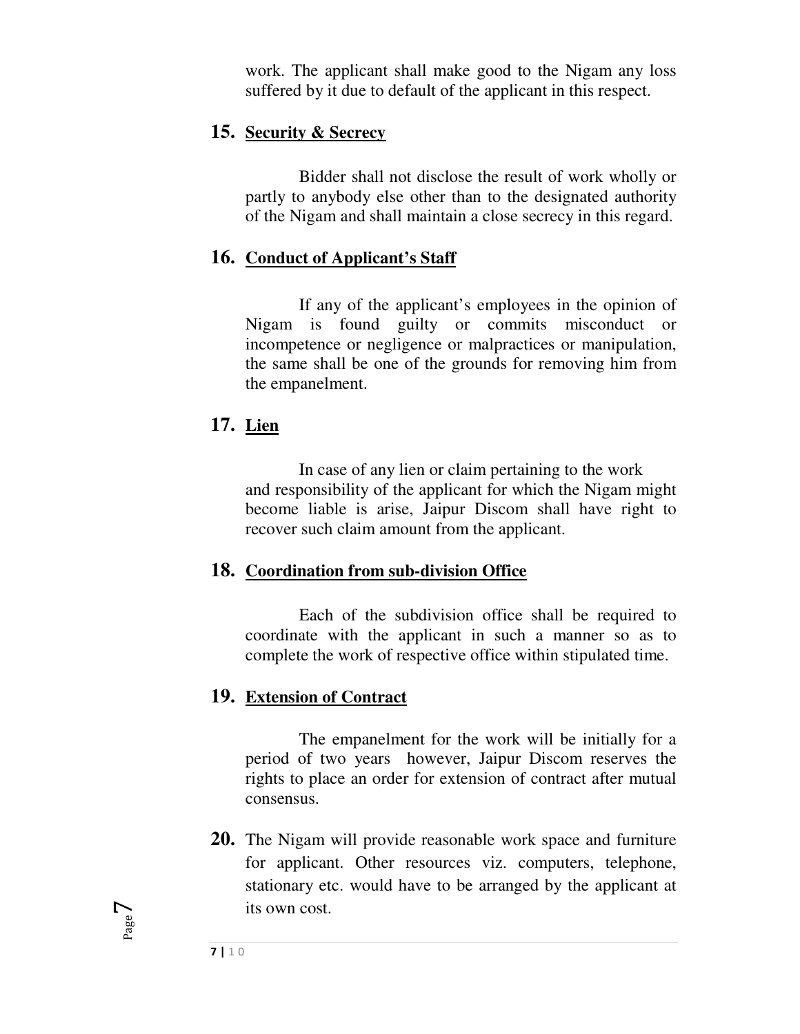work. The applicant shall make good to the Nigam any loss suffered by it due to default of the applicant in this respect.

**15. Security & Secrecy**

Bidder shall not disclose the result of work wholly or partly to anybody else other than to the designated authority of the Nigam and shall maintain a close secrecy in this regard.

**16. Conduct of Applicant's Staff**

If any of the applicant's employees in the opinion of Nigam is found guilty or commits misconduct or incompetence or negligence or malpractices or manipulation, the same shall be one of the grounds for removing him from the empanelment.

**17. Lien**

In case of any lien or claim pertaining to the work and responsibility of the applicant for which the Nigam might become liable is arise, Jaipur Discom shall have right to recover such claim amount from the applicant.

**18. Coordination from sub-division Office**

Each of the subdivision office shall be required to coordinate with the applicant in such a manner so as to complete the work of respective office within stipulated time.

**19. Extension of Contract**

The empanelment for the work will be initially for a period of two years however, Jaipur Discom reserves the rights to place an order for extension of contract after mutual consensus.

**20.** The Nigam will provide reasonable work space and furniture for applicant. Other resources viz. computers, telephone, stationary etc. would have to be arranged by the applicant at its own cost.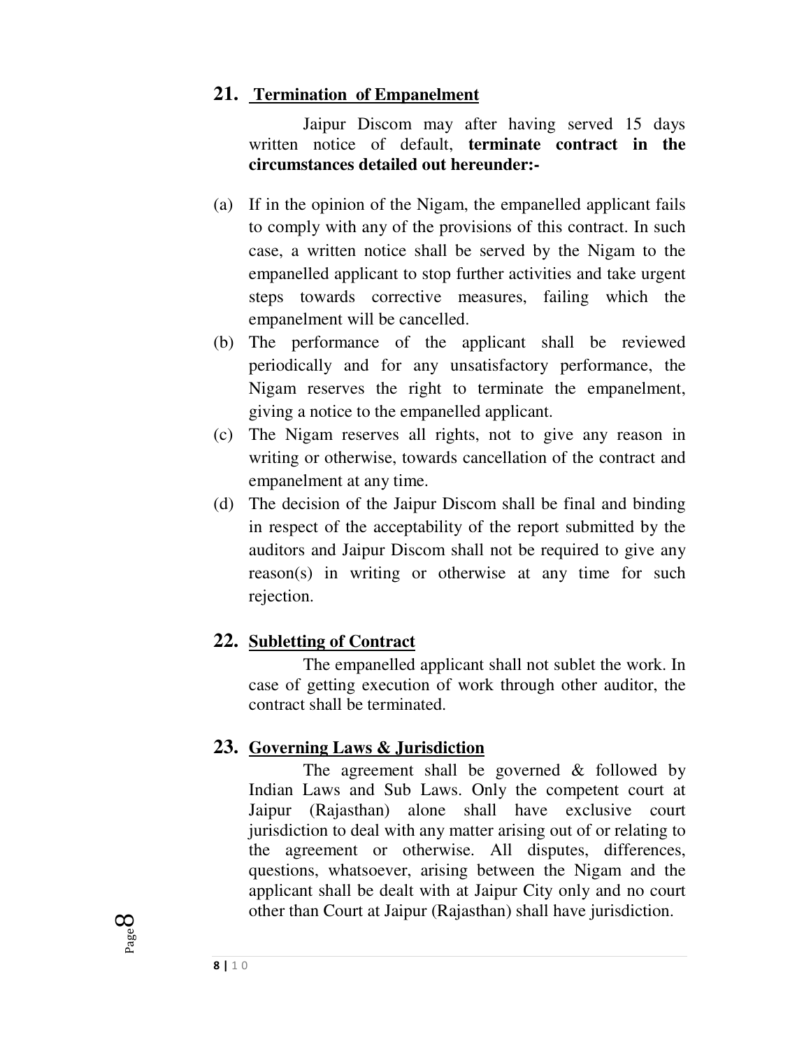## 21. Termination of Empanelment

Jaipur Discom may after having served 15 days written notice of default, **terminate contract in the circumstances detailed out hereunder:-**

(a) If in the opinion of the Nigam, the empanelled applicant fails to comply with any of the provisions of this contract. In such case, a written notice shall be served by the Nigam to the empanelled applicant to stop further activities and take urgent steps towards corrective measures, failing which the empanelment will be cancelled.

(b) The performance of the applicant shall be reviewed periodically and for any unsatisfactory performance, the Nigam reserves the right to terminate the empanelment, giving a notice to the empanelled applicant.

(c) The Nigam reserves all rights, not to give any reason in writing or otherwise, towards cancellation of the contract and empanelment at any time.

(d) The decision of the Jaipur Discom shall be final and binding in respect of the acceptability of the report submitted by the auditors and Jaipur Discom shall not be required to give any reason(s) in writing or otherwise at any time for such rejection.

## 22. Subletting of Contract

The empanelled applicant shall not sublet the work. In case of getting execution of work through other auditor, the contract shall be terminated.

## 23. Governing Laws & Jurisdiction

The agreement shall be governed & followed by Indian Laws and Sub Laws. Only the competent court at Jaipur (Rajasthan) alone shall have exclusive court jurisdiction to deal with any matter arising out of or relating to the agreement or otherwise. All disputes, differences, questions, whatsoever, arising between the Nigam and the applicant shall be dealt with at Jaipur City only and no court other than Court at Jaipur (Rajasthan) shall have jurisdiction.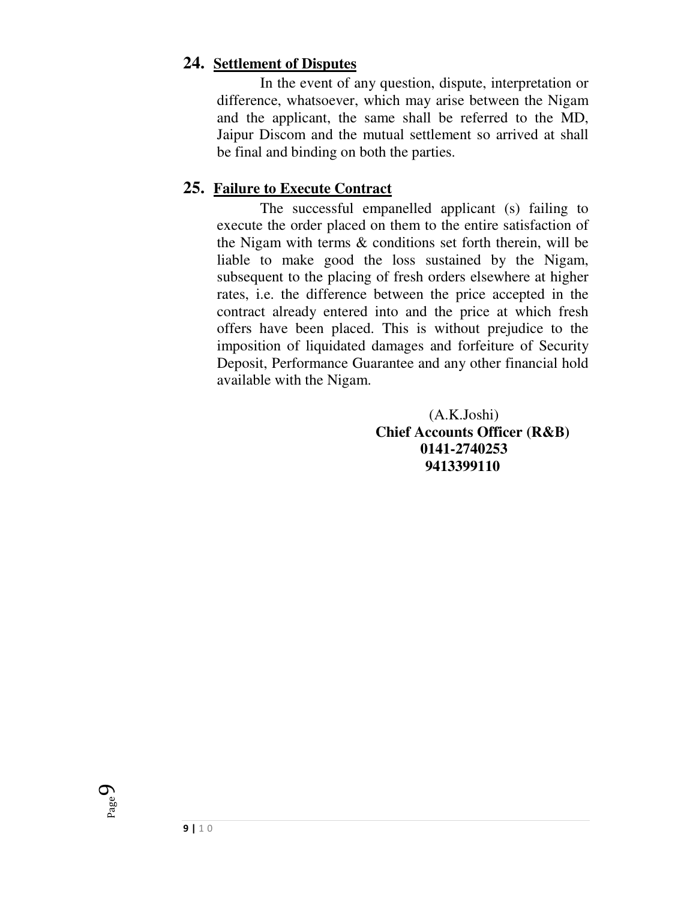## 24. Settlement of Disputes

In the event of any question, dispute, interpretation or difference, whatsoever, which may arise between the Nigam and the applicant, the same shall be referred to the MD, Jaipur Discom and the mutual settlement so arrived at shall be final and binding on both the parties.

## 25. Failure to Execute Contract

The successful empanelled applicant (s) failing to execute the order placed on them to the entire satisfaction of the Nigam with terms & conditions set forth therein, will be liable to make good the loss sustained by the Nigam, subsequent to the placing of fresh orders elsewhere at higher rates, i.e. the difference between the price accepted in the contract already entered into and the price at which fresh offers have been placed. This is without prejudice to the imposition of liquidated damages and forfeiture of Security Deposit, Performance Guarantee and any other financial hold available with the Nigam.

(A.K.Joshi)
**Chief Accounts Officer (R&B)**
**0141-2740253**
**9413399110**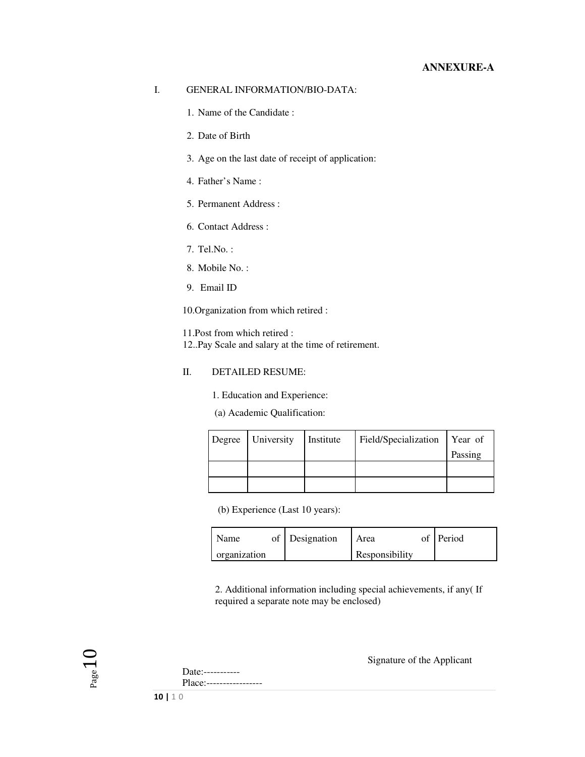**ANNEXURE-A**

I. GENERAL INFORMATION/BIO-DATA:

1. Name of the Candidate :
2. Date of Birth
3. Age on the last date of receipt of application:
4. Father's Name :
5. Permanent Address :
6. Contact Address :
7. Tel.No. :
8. Mobile No. :
9. Email ID

10.Organization from which retired :

11.Post from which retired :
12..Pay Scale and salary at the time of retirement.

II. DETAILED RESUME:

1. Education and Experience:

(a) Academic Qualification:

| Degree | University | Institute | Field/Specialization | Year of Passing |
|---|---|---|---|---|
| | | | | |
| | | | | |

(b) Experience (Last 10 years):

| Name of organization | Designation | Area of Responsibility | Period |
|---|---|---|---|

2. Additional information including special achievements, if any( If required a separate note may be enclosed)

Signature of the Applicant

Date:-----------
Place:-----------------